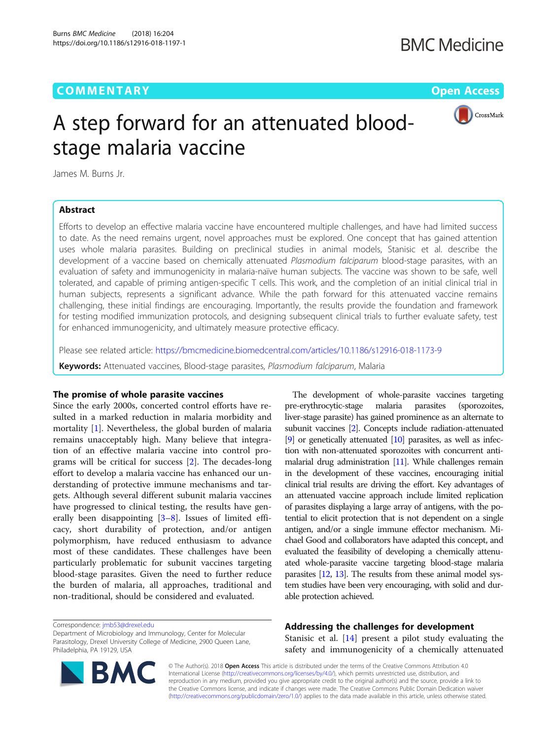# A step forward for an attenuated blood-stage malaria vaccine

James M. Burns Jr.

## Abstract

Efforts to develop an effective malaria vaccine have encountered multiple challenges, and have had limited success to date. As the need remains urgent, novel approaches must be explored. One concept that has gained attention uses whole malaria parasites. Building on preclinical studies in animal models, Stanisic et al. describe the development of a vaccine based on chemically attenuated *Plasmodium falciparum* blood-stage parasites, with an evaluation of safety and immunogenicity in malaria-naïve human subjects. The vaccine was shown to be safe, well tolerated, and capable of priming antigen-specific T cells. This work, and the completion of an initial clinical trial in human subjects, represents a significant advance. While the path forward for this attenuated vaccine remains challenging, these initial findings are encouraging. Importantly, the results provide the foundation and framework for testing modified immunization protocols, and designing subsequent clinical trials to further evaluate safety, test for enhanced immunogenicity, and ultimately measure protective efficacy.

Please see related article: https://bmcmedicine.biomedcentral.com/articles/10.1186/s12916-018-1173-9

**Keywords:** Attenuated vaccines, Blood-stage parasites, *Plasmodium falciparum*, Malaria

## The promise of whole parasite vaccines

Since the early 2000s, concerted control efforts have resulted in a marked reduction in malaria morbidity and mortality [1]. Nevertheless, the global burden of malaria remains unacceptably high. Many believe that integration of an effective malaria vaccine into control programs will be critical for success [2]. The decades-long effort to develop a malaria vaccine has enhanced our understanding of protective immune mechanisms and targets. Although several different subunit malaria vaccines have progressed to clinical testing, the results have generally been disappointing [3–8]. Issues of limited efficacy, short durability of protection, and/or antigen polymorphism, have reduced enthusiasm to advance most of these candidates. These challenges have been particularly problematic for subunit vaccines targeting blood-stage parasites. Given the need to further reduce the burden of malaria, all approaches, traditional and non-traditional, should be considered and evaluated.

The development of whole-parasite vaccines targeting pre-erythrocytic-stage malaria parasites (sporozoites, liver-stage parasite) has gained prominence as an alternate to subunit vaccines [2]. Concepts include radiation-attenuated [9] or genetically attenuated [10] parasites, as well as infection with non-attenuated sporozoites with concurrent anti-malarial drug administration [11]. While challenges remain in the development of these vaccines, encouraging initial clinical trial results are driving the effort. Key advantages of an attenuated vaccine approach include limited replication of parasites displaying a large array of antigens, with the potential to elicit protection that is not dependent on a single antigen, and/or a single immune effector mechanism. Michael Good and collaborators have adapted this concept, and evaluated the feasibility of developing a chemically attenuated whole-parasite vaccine targeting blood-stage malaria parasites [12, 13]. The results from these animal model system studies have been very encouraging, with solid and durable protection achieved.

## Addressing the challenges for development

Stanisic et al. [14] present a pilot study evaluating the safety and immunogenicity of a chemically attenuated

Correspondence: jmb53@drexel.edu
Department of Microbiology and Immunology, Center for Molecular Parasitology, Drexel University College of Medicine, 2900 Queen Lane, Philadelphia, PA 19129, USA

© The Author(s). 2018 **Open Access** This article is distributed under the terms of the Creative Commons Attribution 4.0 International License (http://creativecommons.org/licenses/by/4.0/), which permits unrestricted use, distribution, and reproduction in any medium, provided you give appropriate credit to the original author(s) and the source, provide a link to the Creative Commons license, and indicate if changes were made. The Creative Commons Public Domain Dedication waiver (http://creativecommons.org/publicdomain/zero/1.0/) applies to the data made available in this article, unless otherwise stated.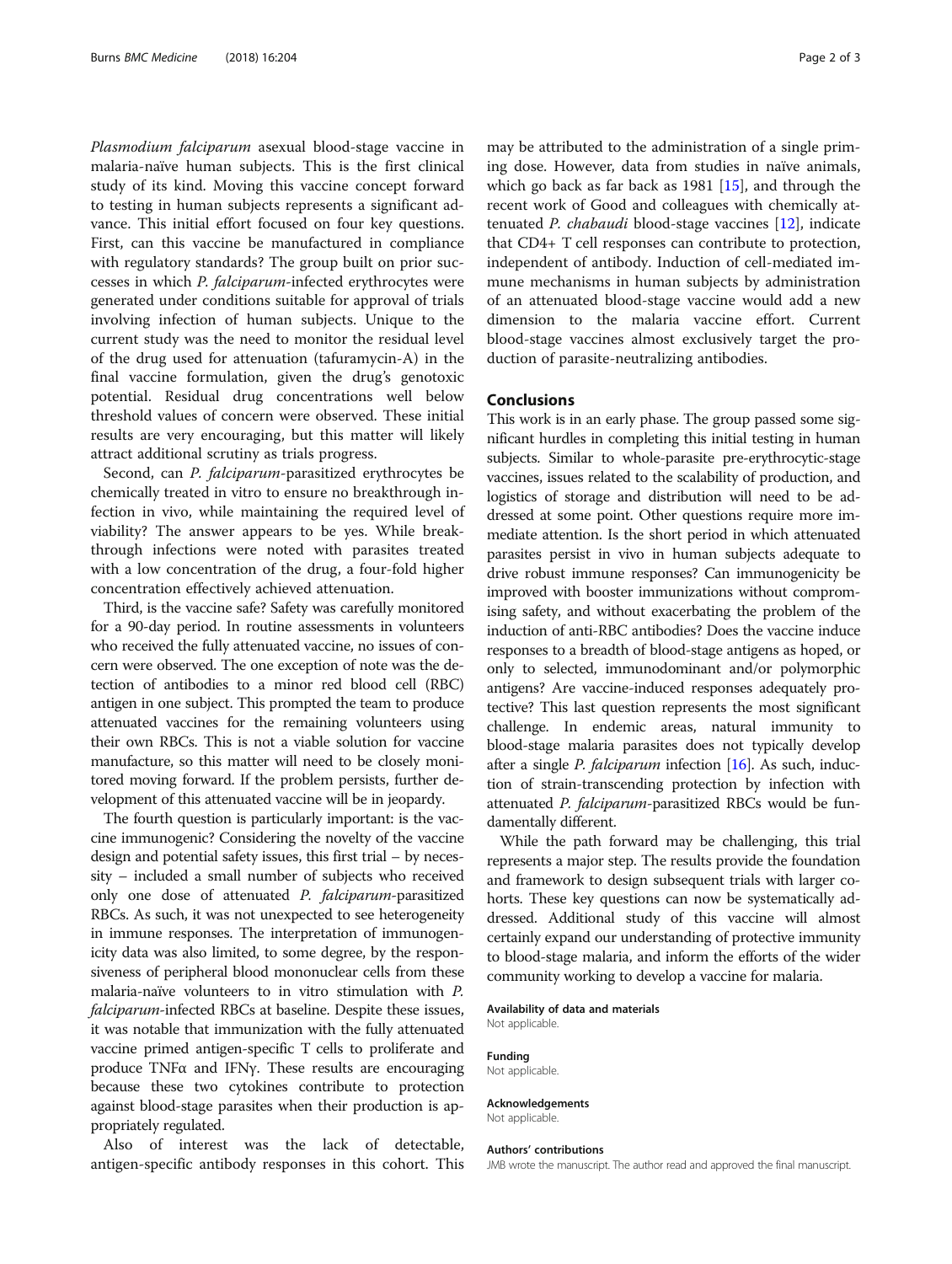*Plasmodium falciparum* asexual blood-stage vaccine in malaria-naïve human subjects. This is the first clinical study of its kind. Moving this vaccine concept forward to testing in human subjects represents a significant advance. This initial effort focused on four key questions. First, can this vaccine be manufactured in compliance with regulatory standards? The group built on prior successes in which *P. falciparum*-infected erythrocytes were generated under conditions suitable for approval of trials involving infection of human subjects. Unique to the current study was the need to monitor the residual level of the drug used for attenuation (tafuramycin-A) in the final vaccine formulation, given the drug's genotoxic potential. Residual drug concentrations well below threshold values of concern were observed. These initial results are very encouraging, but this matter will likely attract additional scrutiny as trials progress.

Second, can *P. falciparum*-parasitized erythrocytes be chemically treated in vitro to ensure no breakthrough infection in vivo, while maintaining the required level of viability? The answer appears to be yes. While breakthrough infections were noted with parasites treated with a low concentration of the drug, a four-fold higher concentration effectively achieved attenuation.

Third, is the vaccine safe? Safety was carefully monitored for a 90-day period. In routine assessments in volunteers who received the fully attenuated vaccine, no issues of concern were observed. The one exception of note was the detection of antibodies to a minor red blood cell (RBC) antigen in one subject. This prompted the team to produce attenuated vaccines for the remaining volunteers using their own RBCs. This is not a viable solution for vaccine manufacture, so this matter will need to be closely monitored moving forward. If the problem persists, further development of this attenuated vaccine will be in jeopardy.

The fourth question is particularly important: is the vaccine immunogenic? Considering the novelty of the vaccine design and potential safety issues, this first trial – by necessity – included a small number of subjects who received only one dose of attenuated *P. falciparum*-parasitized RBCs. As such, it was not unexpected to see heterogeneity in immune responses. The interpretation of immunogenicity data was also limited, to some degree, by the responsiveness of peripheral blood mononuclear cells from these malaria-naïve volunteers to in vitro stimulation with *P. falciparum*-infected RBCs at baseline. Despite these issues, it was notable that immunization with the fully attenuated vaccine primed antigen-specific T cells to proliferate and produce TNFα and IFNγ. These results are encouraging because these two cytokines contribute to protection against blood-stage parasites when their production is appropriately regulated.

Also of interest was the lack of detectable, antigen-specific antibody responses in this cohort. This may be attributed to the administration of a single priming dose. However, data from studies in naïve animals, which go back as far back as 1981 [15], and through the recent work of Good and colleagues with chemically attenuated *P. chabaudi* blood-stage vaccines [12], indicate that CD4+ T cell responses can contribute to protection, independent of antibody. Induction of cell-mediated immune mechanisms in human subjects by administration of an attenuated blood-stage vaccine would add a new dimension to the malaria vaccine effort. Current blood-stage vaccines almost exclusively target the production of parasite-neutralizing antibodies.

## Conclusions

This work is in an early phase. The group passed some significant hurdles in completing this initial testing in human subjects. Similar to whole-parasite pre-erythrocytic-stage vaccines, issues related to the scalability of production, and logistics of storage and distribution will need to be addressed at some point. Other questions require more immediate attention. Is the short period in which attenuated parasites persist in vivo in human subjects adequate to drive robust immune responses? Can immunogenicity be improved with booster immunizations without compromising safety, and without exacerbating the problem of the induction of anti-RBC antibodies? Does the vaccine induce responses to a breadth of blood-stage antigens as hoped, or only to selected, immunodominant and/or polymorphic antigens? Are vaccine-induced responses adequately protective? This last question represents the most significant challenge. In endemic areas, natural immunity to blood-stage malaria parasites does not typically develop after a single *P. falciparum* infection [16]. As such, induction of strain-transcending protection by infection with attenuated *P. falciparum*-parasitized RBCs would be fundamentally different.

While the path forward may be challenging, this trial represents a major step. The results provide the foundation and framework to design subsequent trials with larger cohorts. These key questions can now be systematically addressed. Additional study of this vaccine will almost certainly expand our understanding of protective immunity to blood-stage malaria, and inform the efforts of the wider community working to develop a vaccine for malaria.

#### Availability of data and materials
Not applicable.

#### Funding
Not applicable.

#### Acknowledgements
Not applicable.

#### Authors' contributions
JMB wrote the manuscript. The author read and approved the final manuscript.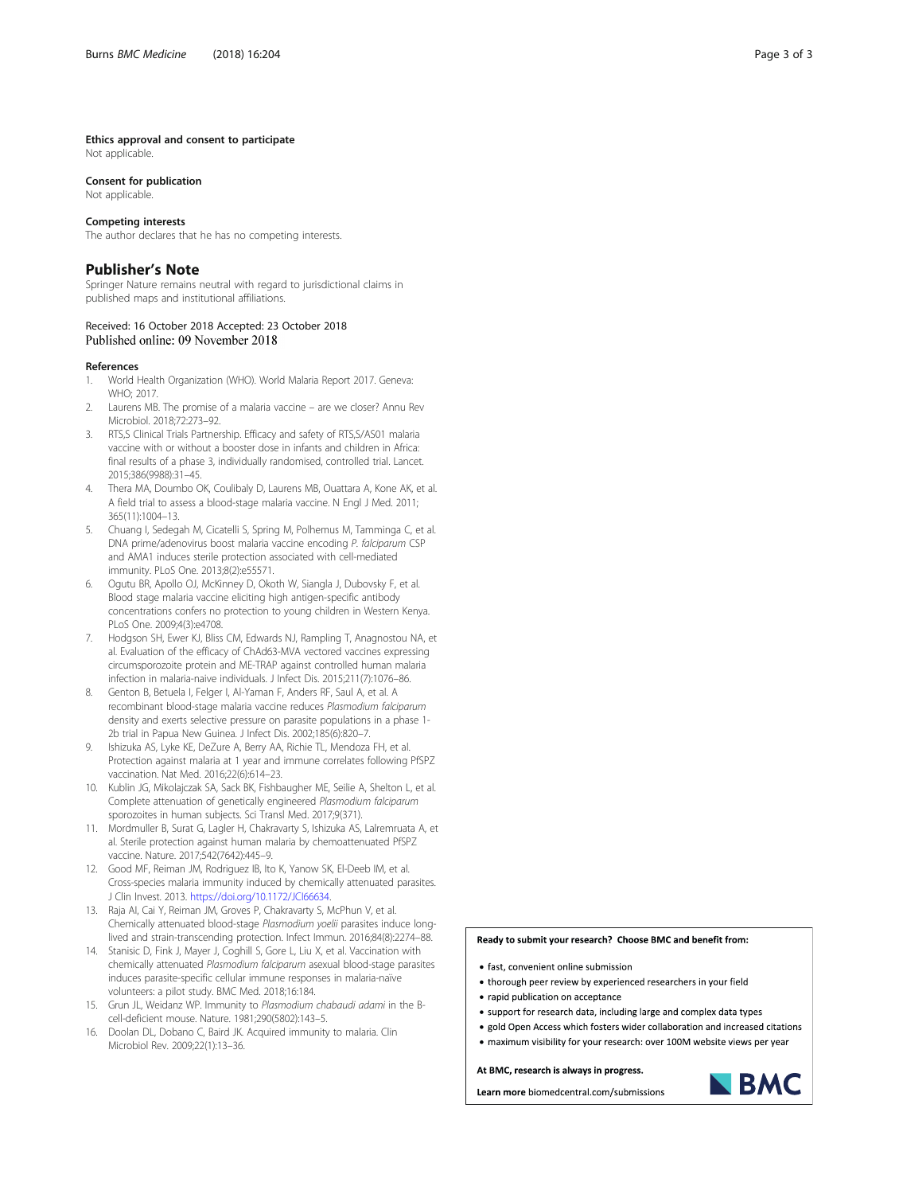#### Ethics approval and consent to participate
Not applicable.

#### Consent for publication
Not applicable.

#### Competing interests
The author declares that he has no competing interests.

### Publisher's Note
Springer Nature remains neutral with regard to jurisdictional claims in published maps and institutional affiliations.

Received: 16 October 2018 Accepted: 23 October 2018
Published online: 09 November 2018

#### References

1. World Health Organization (WHO). World Malaria Report 2017. Geneva: WHO; 2017.
2. Laurens MB. The promise of a malaria vaccine – are we closer? Annu Rev Microbiol. 2018;72:273–92.
3. RTS,S Clinical Trials Partnership. Efficacy and safety of RTS,S/AS01 malaria vaccine with or without a booster dose in infants and children in Africa: final results of a phase 3, individually randomised, controlled trial. Lancet. 2015;386(9988):31–45.
4. Thera MA, Doumbo OK, Coulibaly D, Laurens MB, Ouattara A, Kone AK, et al. A field trial to assess a blood-stage malaria vaccine. N Engl J Med. 2011; 365(11):1004–13.
5. Chuang I, Sedegah M, Cicatelli S, Spring M, Polhemus M, Tamminga C, et al. DNA prime/adenovirus boost malaria vaccine encoding *P. falciparum* CSP and AMA1 induces sterile protection associated with cell-mediated immunity. PLoS One. 2013;8(2):e55571.
6. Ogutu BR, Apollo OJ, McKinney D, Okoth W, Siangla J, Dubovsky F, et al. Blood stage malaria vaccine eliciting high antigen-specific antibody concentrations confers no protection to young children in Western Kenya. PLoS One. 2009;4(3):e4708.
7. Hodgson SH, Ewer KJ, Bliss CM, Edwards NJ, Rampling T, Anagnostou NA, et al. Evaluation of the efficacy of ChAd63-MVA vectored vaccines expressing circumsporozoite protein and ME-TRAP against controlled human malaria infection in malaria-naive individuals. J Infect Dis. 2015;211(7):1076–86.
8. Genton B, Betuela I, Felger I, Al-Yaman F, Anders RF, Saul A, et al. A recombinant blood-stage malaria vaccine reduces *Plasmodium falciparum* density and exerts selective pressure on parasite populations in a phase 1-2b trial in Papua New Guinea. J Infect Dis. 2002;185(6):820–7.
9. Ishizuka AS, Lyke KE, DeZure A, Berry AA, Richie TL, Mendoza FH, et al. Protection against malaria at 1 year and immune correlates following PfSPZ vaccination. Nat Med. 2016;22(6):614–23.
10. Kublin JG, Mikolajczak SA, Sack BK, Fishbaugher ME, Seilie A, Shelton L, et al. Complete attenuation of genetically engineered *Plasmodium falciparum* sporozoites in human subjects. Sci Transl Med. 2017;9(371).
11. Mordmuller B, Surat G, Lagler H, Chakravarty S, Ishizuka AS, Lalremruata A, et al. Sterile protection against human malaria by chemoattenuated PfSPZ vaccine. Nature. 2017;542(7642):445–9.
12. Good MF, Reiman JM, Rodriguez IB, Ito K, Yanow SK, El-Deeb IM, et al. Cross-species malaria immunity induced by chemically attenuated parasites. J Clin Invest. 2013. https://doi.org/10.1172/JCI66634.
13. Raja AI, Cai Y, Reiman JM, Groves P, Chakravarty S, McPhun V, et al. Chemically attenuated blood-stage *Plasmodium yoelii* parasites induce long-lived and strain-transcending protection. Infect Immun. 2016;84(8):2274–88.
14. Stanisic DI, Fink J, Mayer J, Coghill S, Gore L, Liu X, et al. Vaccination with chemically attenuated *Plasmodium falciparum* asexual blood-stage parasites induces parasite-specific cellular immune responses in malaria-naïve volunteers: a pilot study. BMC Med. 2018;16:184.
15. Grun JL, Weidanz WP. Immunity to *Plasmodium chabaudi adami* in the B-cell-deficient mouse. Nature. 1981;290(5802):143–5.
16. Doolan DL, Dobano C, Baird JK. Acquired immunity to malaria. Clin Microbiol Rev. 2009;22(1):13–36.

**Ready to submit your research? Choose BMC and benefit from:**

- fast, convenient online submission
- thorough peer review by experienced researchers in your field
- rapid publication on acceptance
- support for research data, including large and complex data types
- gold Open Access which fosters wider collaboration and increased citations
- maximum visibility for your research: over 100M website views per year

**At BMC, research is always in progress.**

**Learn more** biomedcentral.com/submissions

BMC